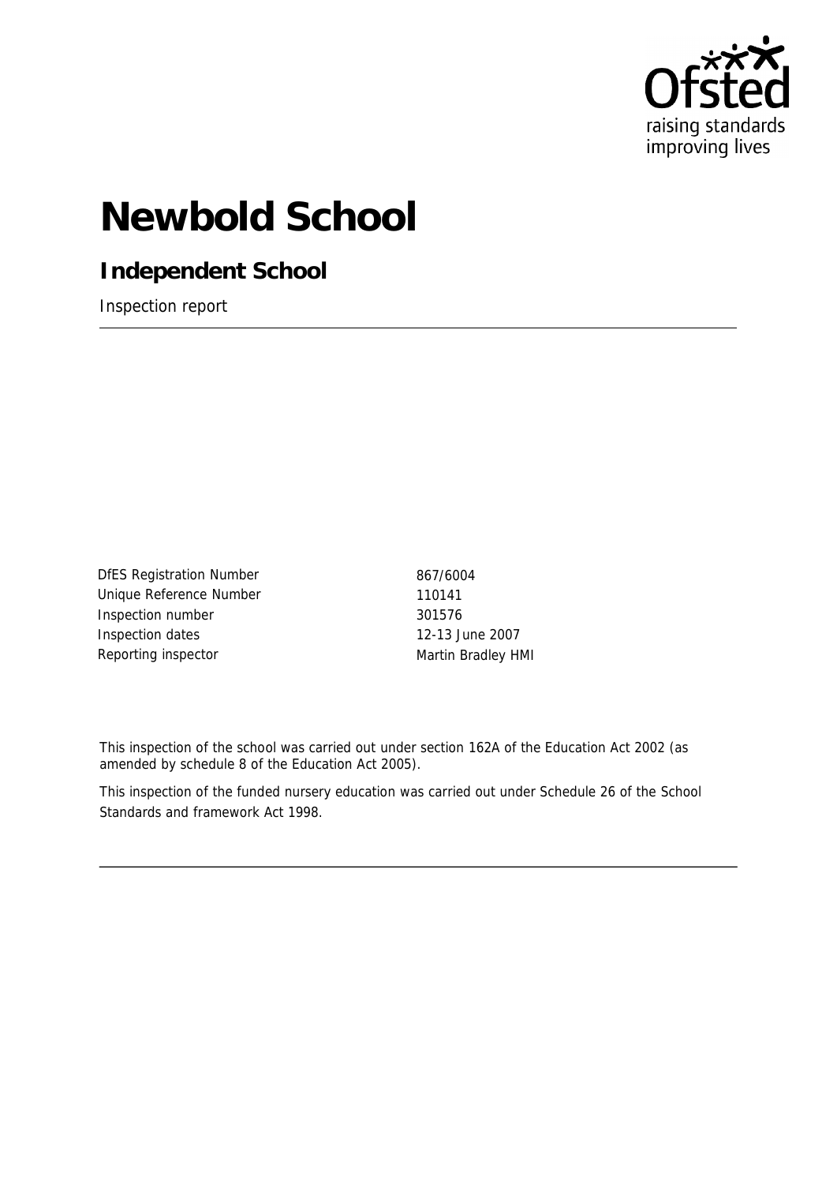Ofsted
raising standards
improving lives

# Newbold School

## Independent School

Inspection report

| | |
|---|---|
| DfES Registration Number | 867/6004 |
| Unique Reference Number | 110141 |
| Inspection number | 301576 |
| Inspection dates | 12-13 June 2007 |
| Reporting inspector | Martin Bradley HMI |

This inspection of the school was carried out under section 162A of the Education Act 2002 (as amended by schedule 8 of the Education Act 2005).

This inspection of the funded nursery education was carried out under Schedule 26 of the School Standards and framework Act 1998.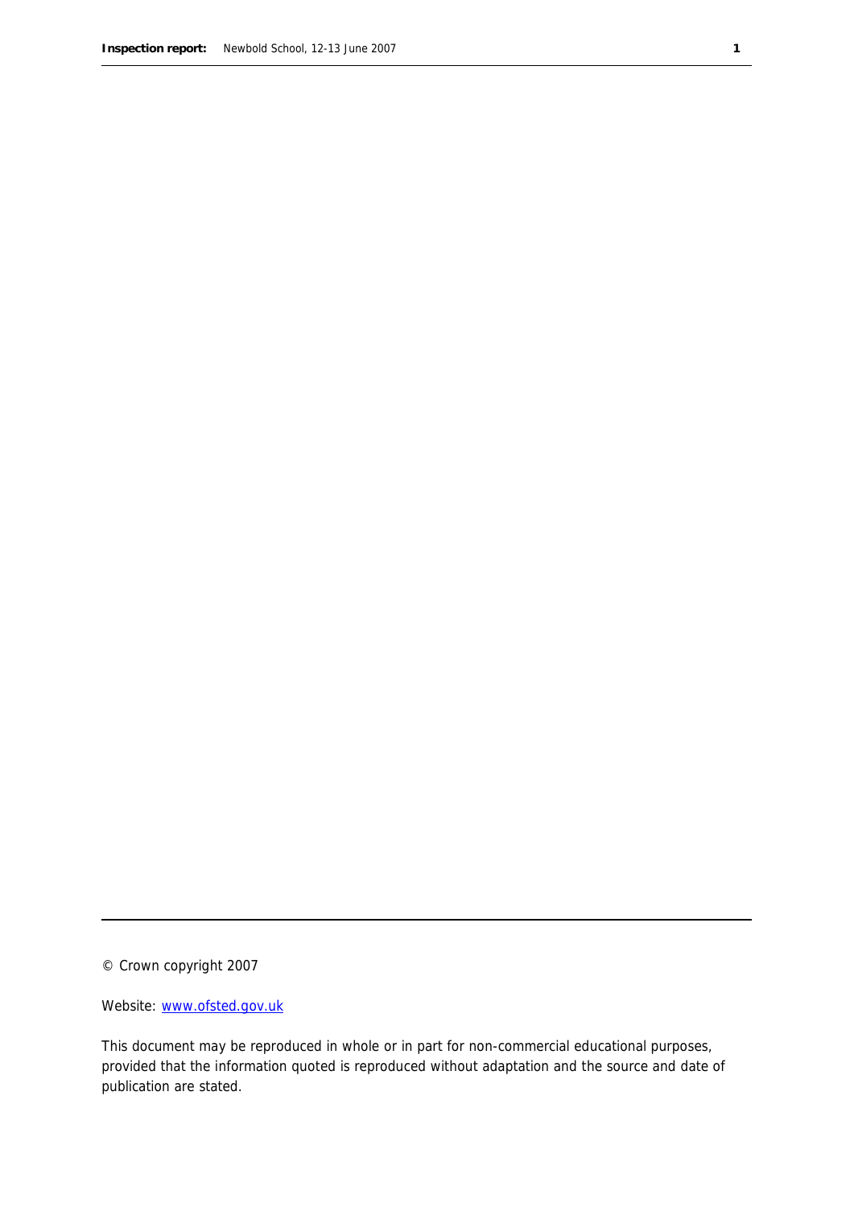© Crown copyright 2007

Website: www.ofsted.gov.uk

This document may be reproduced in whole or in part for non-commercial educational purposes, provided that the information quoted is reproduced without adaptation and the source and date of publication are stated.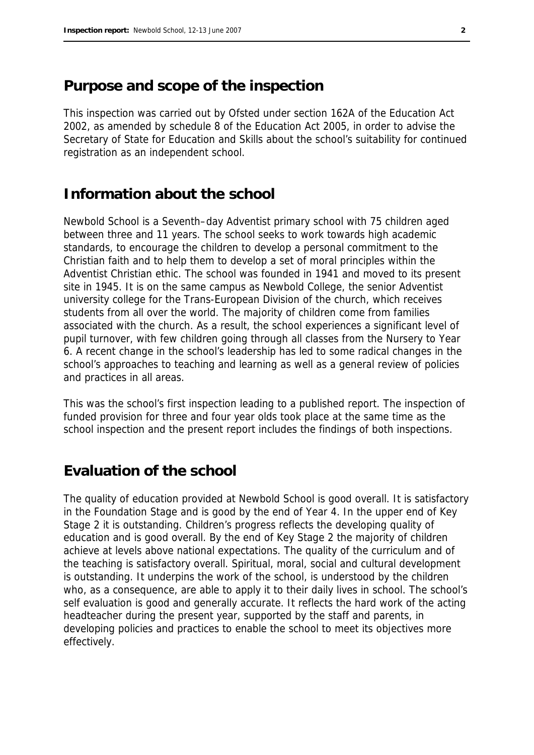## Purpose and scope of the inspection

This inspection was carried out by Ofsted under section 162A of the Education Act 2002, as amended by schedule 8 of the Education Act 2005, in order to advise the Secretary of State for Education and Skills about the school's suitability for continued registration as an independent school.

## Information about the school

Newbold School is a Seventh–day Adventist primary school with 75 children aged between three and 11 years. The school seeks to work towards high academic standards, to encourage the children to develop a personal commitment to the Christian faith and to help them to develop a set of moral principles within the Adventist Christian ethic. The school was founded in 1941 and moved to its present site in 1945. It is on the same campus as Newbold College, the senior Adventist university college for the Trans-European Division of the church, which receives students from all over the world. The majority of children come from families associated with the church. As a result, the school experiences a significant level of pupil turnover, with few children going through all classes from the Nursery to Year 6. A recent change in the school's leadership has led to some radical changes in the school's approaches to teaching and learning as well as a general review of policies and practices in all areas.

This was the school's first inspection leading to a published report. The inspection of funded provision for three and four year olds took place at the same time as the school inspection and the present report includes the findings of both inspections.

## Evaluation of the school

The quality of education provided at Newbold School is good overall. It is satisfactory in the Foundation Stage and is good by the end of Year 4. In the upper end of Key Stage 2 it is outstanding. Children's progress reflects the developing quality of education and is good overall. By the end of Key Stage 2 the majority of children achieve at levels above national expectations. The quality of the curriculum and of the teaching is satisfactory overall. Spiritual, moral, social and cultural development is outstanding. It underpins the work of the school, is understood by the children who, as a consequence, are able to apply it to their daily lives in school. The school's self evaluation is good and generally accurate. It reflects the hard work of the acting headteacher during the present year, supported by the staff and parents, in developing policies and practices to enable the school to meet its objectives more effectively.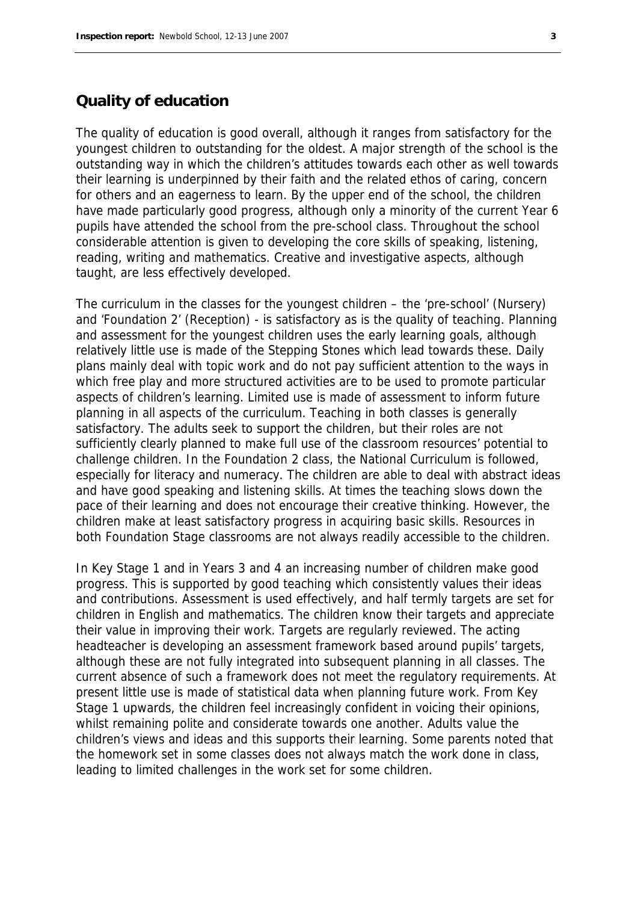## Quality of education

The quality of education is good overall, although it ranges from satisfactory for the youngest children to outstanding for the oldest. A major strength of the school is the outstanding way in which the children's attitudes towards each other as well towards their learning is underpinned by their faith and the related ethos of caring, concern for others and an eagerness to learn. By the upper end of the school, the children have made particularly good progress, although only a minority of the current Year 6 pupils have attended the school from the pre-school class. Throughout the school considerable attention is given to developing the core skills of speaking, listening, reading, writing and mathematics. Creative and investigative aspects, although taught, are less effectively developed.

The curriculum in the classes for the youngest children – the 'pre-school' (Nursery) and 'Foundation 2' (Reception) - is satisfactory as is the quality of teaching. Planning and assessment for the youngest children uses the early learning goals, although relatively little use is made of the Stepping Stones which lead towards these. Daily plans mainly deal with topic work and do not pay sufficient attention to the ways in which free play and more structured activities are to be used to promote particular aspects of children's learning. Limited use is made of assessment to inform future planning in all aspects of the curriculum. Teaching in both classes is generally satisfactory. The adults seek to support the children, but their roles are not sufficiently clearly planned to make full use of the classroom resources' potential to challenge children. In the Foundation 2 class, the National Curriculum is followed, especially for literacy and numeracy. The children are able to deal with abstract ideas and have good speaking and listening skills. At times the teaching slows down the pace of their learning and does not encourage their creative thinking. However, the children make at least satisfactory progress in acquiring basic skills. Resources in both Foundation Stage classrooms are not always readily accessible to the children.

In Key Stage 1 and in Years 3 and 4 an increasing number of children make good progress. This is supported by good teaching which consistently values their ideas and contributions. Assessment is used effectively, and half termly targets are set for children in English and mathematics. The children know their targets and appreciate their value in improving their work. Targets are regularly reviewed. The acting headteacher is developing an assessment framework based around pupils' targets, although these are not fully integrated into subsequent planning in all classes. The current absence of such a framework does not meet the regulatory requirements. At present little use is made of statistical data when planning future work. From Key Stage 1 upwards, the children feel increasingly confident in voicing their opinions, whilst remaining polite and considerate towards one another. Adults value the children's views and ideas and this supports their learning. Some parents noted that the homework set in some classes does not always match the work done in class, leading to limited challenges in the work set for some children.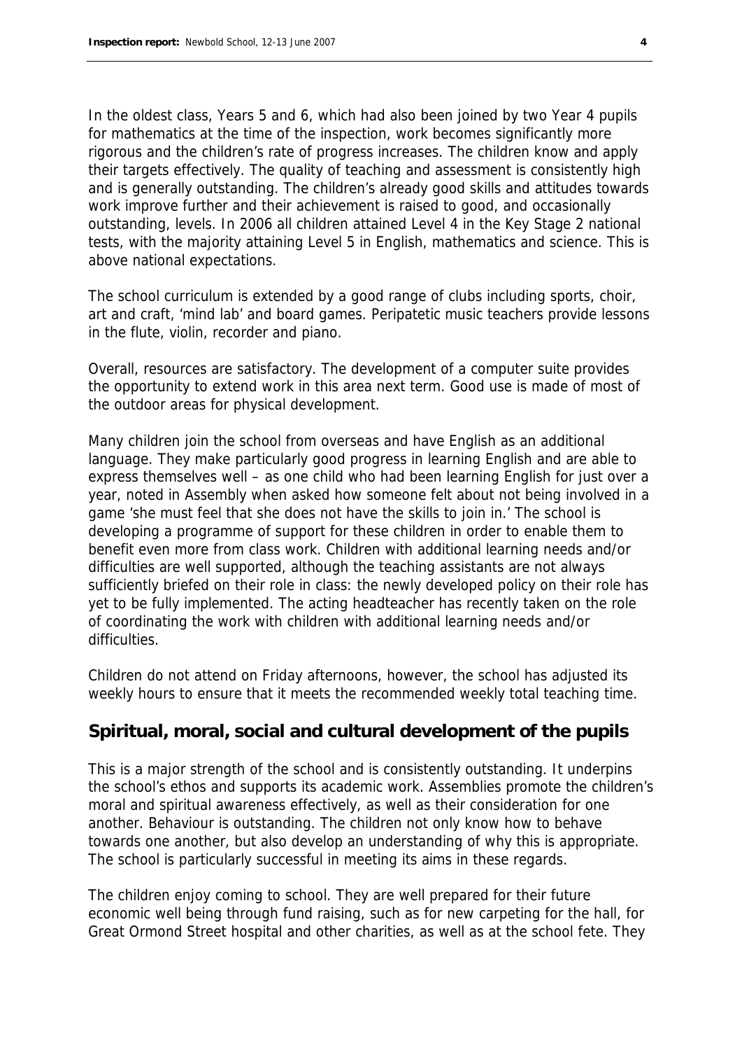In the oldest class, Years 5 and 6, which had also been joined by two Year 4 pupils for mathematics at the time of the inspection, work becomes significantly more rigorous and the children's rate of progress increases. The children know and apply their targets effectively. The quality of teaching and assessment is consistently high and is generally outstanding. The children's already good skills and attitudes towards work improve further and their achievement is raised to good, and occasionally outstanding, levels. In 2006 all children attained Level 4 in the Key Stage 2 national tests, with the majority attaining Level 5 in English, mathematics and science. This is above national expectations.

The school curriculum is extended by a good range of clubs including sports, choir, art and craft, 'mind lab' and board games. Peripatetic music teachers provide lessons in the flute, violin, recorder and piano.

Overall, resources are satisfactory. The development of a computer suite provides the opportunity to extend work in this area next term. Good use is made of most of the outdoor areas for physical development.

Many children join the school from overseas and have English as an additional language. They make particularly good progress in learning English and are able to express themselves well – as one child who had been learning English for just over a year, noted in Assembly when asked how someone felt about not being involved in a game 'she must feel that she does not have the skills to join in.' The school is developing a programme of support for these children in order to enable them to benefit even more from class work. Children with additional learning needs and/or difficulties are well supported, although the teaching assistants are not always sufficiently briefed on their role in class: the newly developed policy on their role has yet to be fully implemented. The acting headteacher has recently taken on the role of coordinating the work with children with additional learning needs and/or difficulties.

Children do not attend on Friday afternoons, however, the school has adjusted its weekly hours to ensure that it meets the recommended weekly total teaching time.

## Spiritual, moral, social and cultural development of the pupils

This is a major strength of the school and is consistently outstanding. It underpins the school's ethos and supports its academic work. Assemblies promote the children's moral and spiritual awareness effectively, as well as their consideration for one another. Behaviour is outstanding. The children not only know how to behave towards one another, but also develop an understanding of why this is appropriate. The school is particularly successful in meeting its aims in these regards.

The children enjoy coming to school. They are well prepared for their future economic well being through fund raising, such as for new carpeting for the hall, for Great Ormond Street hospital and other charities, as well as at the school fete. They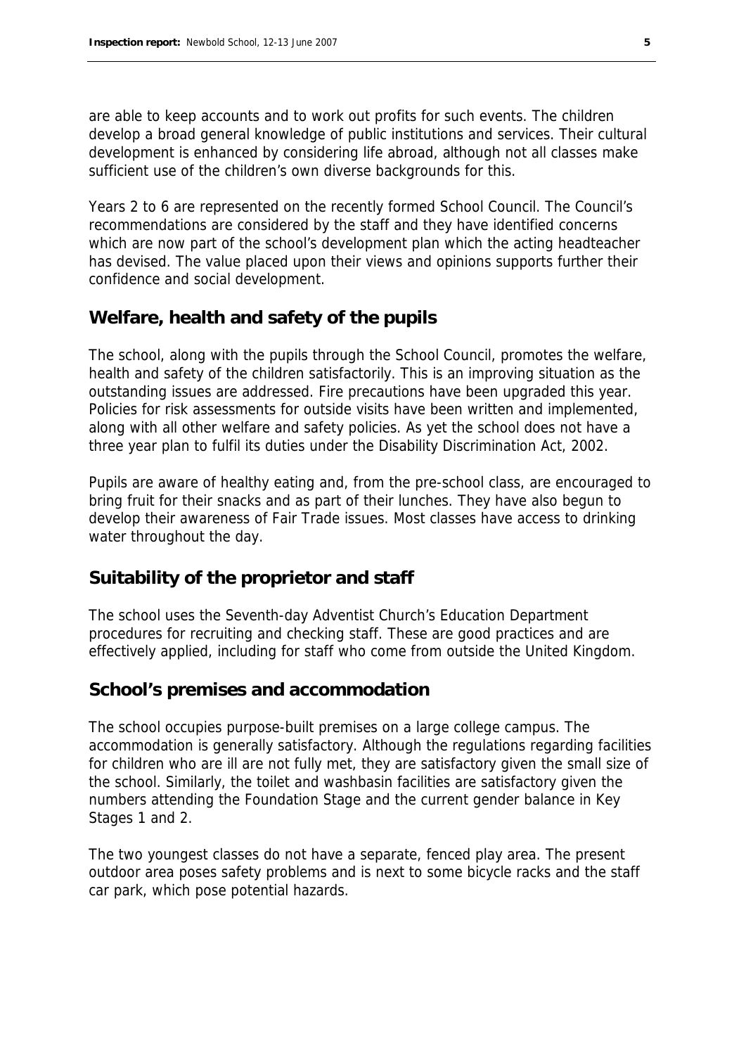are able to keep accounts and to work out profits for such events. The children develop a broad general knowledge of public institutions and services. Their cultural development is enhanced by considering life abroad, although not all classes make sufficient use of the children's own diverse backgrounds for this.

Years 2 to 6 are represented on the recently formed School Council. The Council's recommendations are considered by the staff and they have identified concerns which are now part of the school's development plan which the acting headteacher has devised. The value placed upon their views and opinions supports further their confidence and social development.

## Welfare, health and safety of the pupils

The school, along with the pupils through the School Council, promotes the welfare, health and safety of the children satisfactorily. This is an improving situation as the outstanding issues are addressed. Fire precautions have been upgraded this year. Policies for risk assessments for outside visits have been written and implemented, along with all other welfare and safety policies. As yet the school does not have a three year plan to fulfil its duties under the Disability Discrimination Act, 2002.

Pupils are aware of healthy eating and, from the pre-school class, are encouraged to bring fruit for their snacks and as part of their lunches. They have also begun to develop their awareness of Fair Trade issues. Most classes have access to drinking water throughout the day.

## Suitability of the proprietor and staff

The school uses the Seventh-day Adventist Church's Education Department procedures for recruiting and checking staff. These are good practices and are effectively applied, including for staff who come from outside the United Kingdom.

## School's premises and accommodation

The school occupies purpose-built premises on a large college campus. The accommodation is generally satisfactory. Although the regulations regarding facilities for children who are ill are not fully met, they are satisfactory given the small size of the school. Similarly, the toilet and washbasin facilities are satisfactory given the numbers attending the Foundation Stage and the current gender balance in Key Stages 1 and 2.

The two youngest classes do not have a separate, fenced play area. The present outdoor area poses safety problems and is next to some bicycle racks and the staff car park, which pose potential hazards.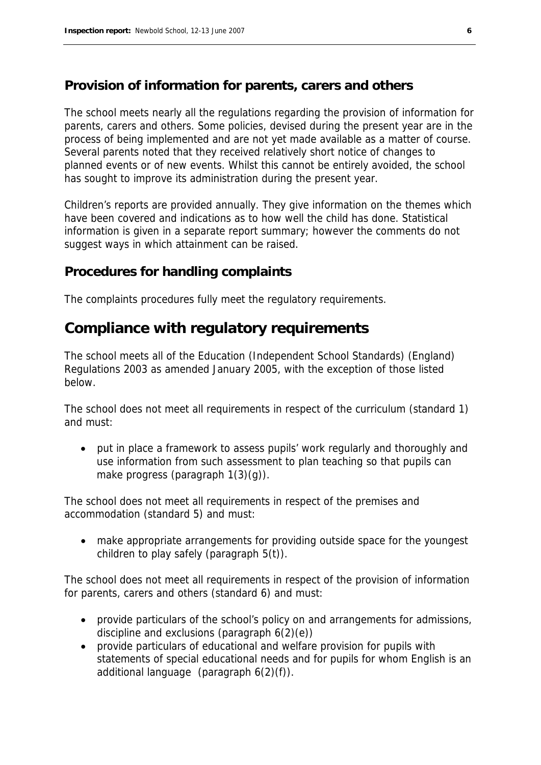### Provision of information for parents, carers and others

The school meets nearly all the regulations regarding the provision of information for parents, carers and others. Some policies, devised during the present year are in the process of being implemented and are not yet made available as a matter of course. Several parents noted that they received relatively short notice of changes to planned events or of new events. Whilst this cannot be entirely avoided, the school has sought to improve its administration during the present year.

Children's reports are provided annually. They give information on the themes which have been covered and indications as to how well the child has done. Statistical information is given in a separate report summary; however the comments do not suggest ways in which attainment can be raised.

### Procedures for handling complaints

The complaints procedures fully meet the regulatory requirements.

## Compliance with regulatory requirements

The school meets all of the Education (Independent School Standards) (England) Regulations 2003 as amended January 2005, with the exception of those listed below.

The school does not meet all requirements in respect of the curriculum (standard 1) and must:

- put in place a framework to assess pupils' work regularly and thoroughly and use information from such assessment to plan teaching so that pupils can make progress (paragraph 1(3)(g)).

The school does not meet all requirements in respect of the premises and accommodation (standard 5) and must:

- make appropriate arrangements for providing outside space for the youngest children to play safely (paragraph 5(t)).

The school does not meet all requirements in respect of the provision of information for parents, carers and others (standard 6) and must:

- provide particulars of the school's policy on and arrangements for admissions, discipline and exclusions (paragraph 6(2)(e))
- provide particulars of educational and welfare provision for pupils with statements of special educational needs and for pupils for whom English is an additional language (paragraph 6(2)(f)).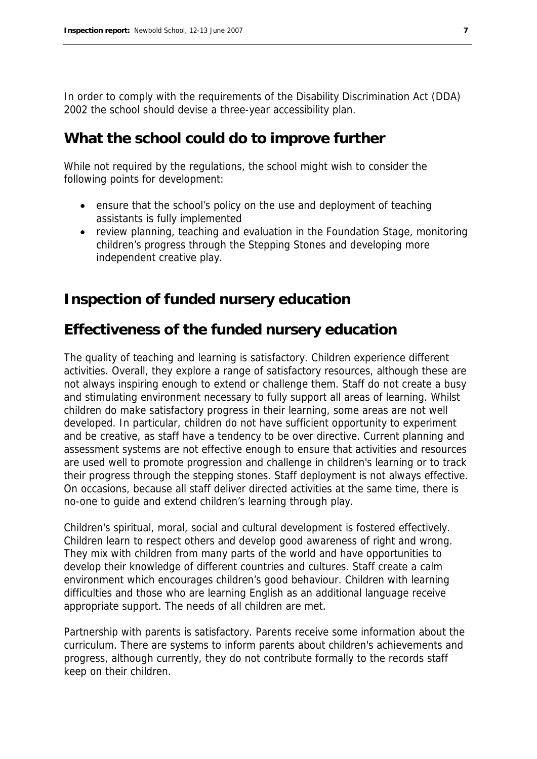In order to comply with the requirements of the Disability Discrimination Act (DDA) 2002 the school should devise a three-year accessibility plan.

## What the school could do to improve further

While not required by the regulations, the school might wish to consider the following points for development:

- ensure that the school's policy on the use and deployment of teaching assistants is fully implemented
- review planning, teaching and evaluation in the Foundation Stage, monitoring children's progress through the Stepping Stones and developing more independent creative play.

## Inspection of funded nursery education

## Effectiveness of the funded nursery education

The quality of teaching and learning is satisfactory. Children experience different activities. Overall, they explore a range of satisfactory resources, although these are not always inspiring enough to extend or challenge them. Staff do not create a busy and stimulating environment necessary to fully support all areas of learning. Whilst children do make satisfactory progress in their learning, some areas are not well developed. In particular, children do not have sufficient opportunity to experiment and be creative, as staff have a tendency to be over directive. Current planning and assessment systems are not effective enough to ensure that activities and resources are used well to promote progression and challenge in children's learning or to track their progress through the stepping stones. Staff deployment is not always effective. On occasions, because all staff deliver directed activities at the same time, there is no-one to guide and extend children's learning through play.

Children's spiritual, moral, social and cultural development is fostered effectively. Children learn to respect others and develop good awareness of right and wrong. They mix with children from many parts of the world and have opportunities to develop their knowledge of different countries and cultures. Staff create a calm environment which encourages children's good behaviour. Children with learning difficulties and those who are learning English as an additional language receive appropriate support. The needs of all children are met.

Partnership with parents is satisfactory. Parents receive some information about the curriculum. There are systems to inform parents about children's achievements and progress, although currently, they do not contribute formally to the records staff keep on their children.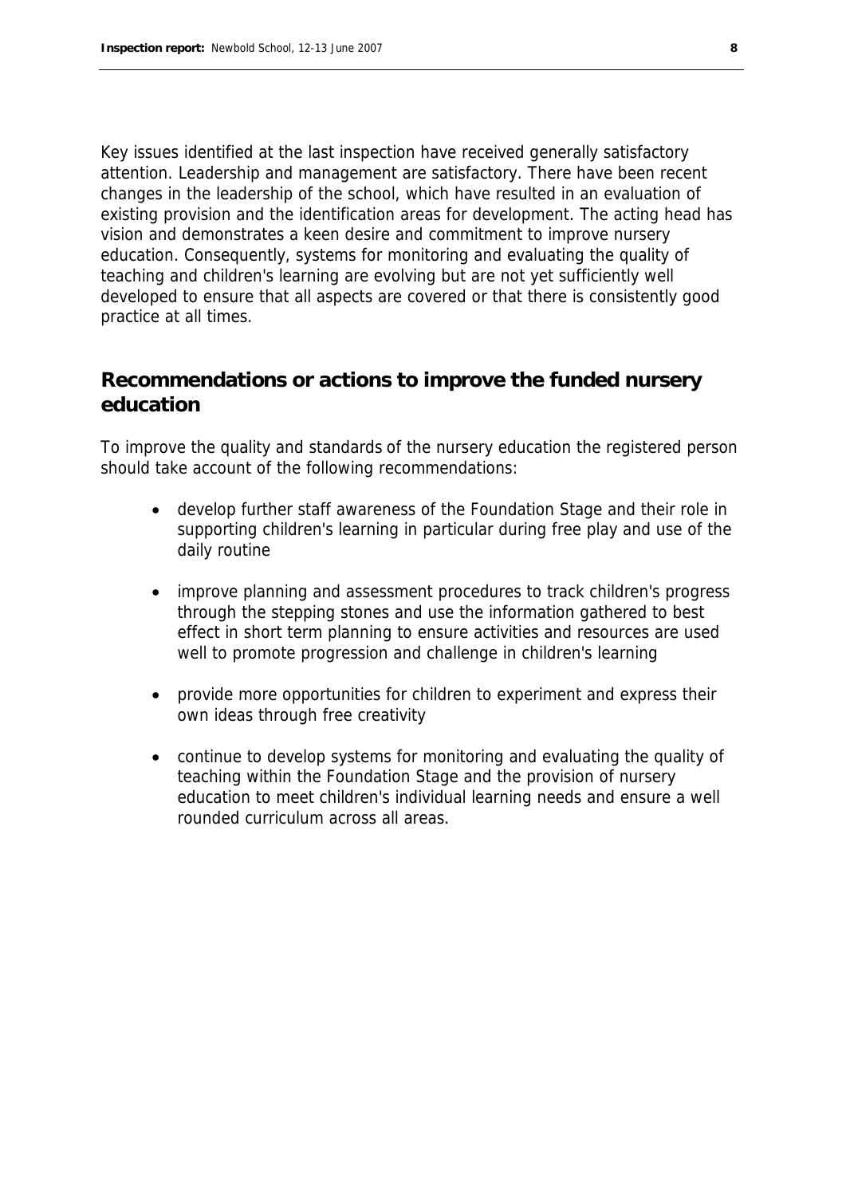Key issues identified at the last inspection have received generally satisfactory attention. Leadership and management are satisfactory. There have been recent changes in the leadership of the school, which have resulted in an evaluation of existing provision and the identification areas for development. The acting head has vision and demonstrates a keen desire and commitment to improve nursery education. Consequently, systems for monitoring and evaluating the quality of teaching and children's learning are evolving but are not yet sufficiently well developed to ensure that all aspects are covered or that there is consistently good practice at all times.

## Recommendations or actions to improve the funded nursery education

To improve the quality and standards of the nursery education the registered person should take account of the following recommendations:

- develop further staff awareness of the Foundation Stage and their role in supporting children's learning in particular during free play and use of the daily routine
- improve planning and assessment procedures to track children's progress through the stepping stones and use the information gathered to best effect in short term planning to ensure activities and resources are used well to promote progression and challenge in children's learning
- provide more opportunities for children to experiment and express their own ideas through free creativity
- continue to develop systems for monitoring and evaluating the quality of teaching within the Foundation Stage and the provision of nursery education to meet children's individual learning needs and ensure a well rounded curriculum across all areas.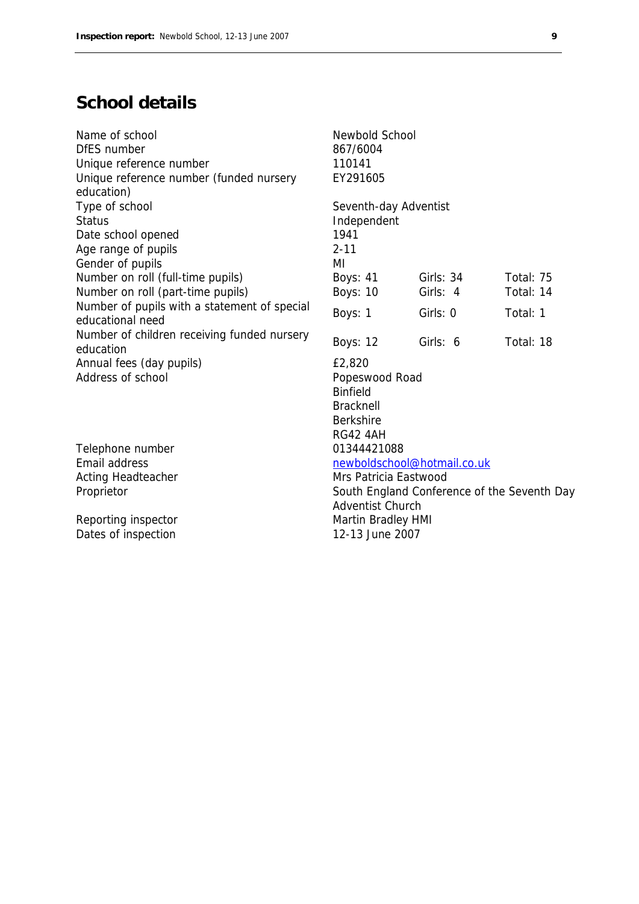## School details

| | | | |
|---|---|---|---|
| Name of school | Newbold School | | |
| DfES number | 867/6004 | | |
| Unique reference number | 110141 | | |
| Unique reference number (funded nursery education) | EY291605 | | |
| Type of school | Seventh-day Adventist | | |
| Status | Independent | | |
| Date school opened | 1941 | | |
| Age range of pupils | 2-11 | | |
| Gender of pupils | MI | | |
| Number on roll (full-time pupils) | Boys: 41 | Girls: 34 | Total: 75 |
| Number on roll (part-time pupils) | Boys: 10 | Girls: 4 | Total: 14 |
| Number of pupils with a statement of special educational need | Boys: 1 | Girls: 0 | Total: 1 |
| Number of children receiving funded nursery education | Boys: 12 | Girls: 6 | Total: 18 |
| Annual fees (day pupils) | £2,820 | | |
| Address of school | Popeswood Road<br>Binfield<br>Bracknell<br>Berkshire<br>RG42 4AH | | |
| Telephone number | 01344421088 | | |
| Email address | newboldschool@hotmail.co.uk | | |
| Acting Headteacher | Mrs Patricia Eastwood | | |
| Proprietor | South England Conference of the Seventh Day Adventist Church | | |
| Reporting inspector | Martin Bradley HMI | | |
| Dates of inspection | 12-13 June 2007 | | |